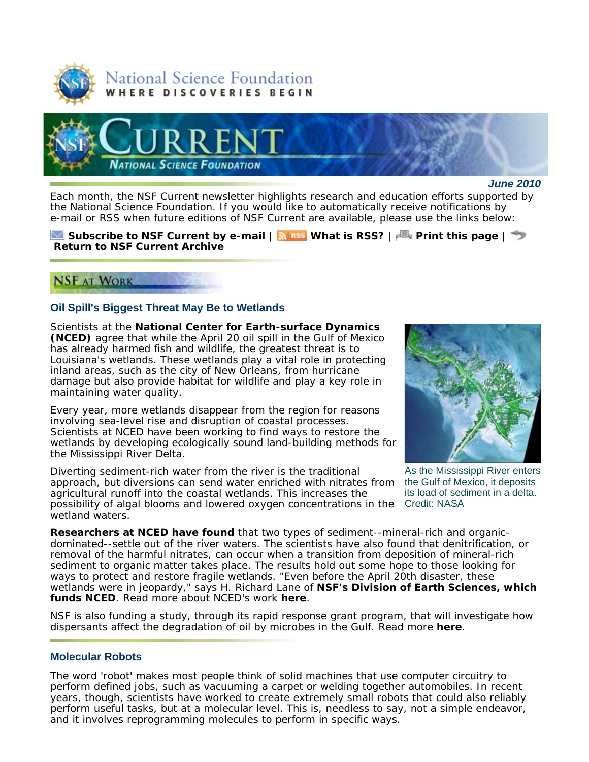National Science Foundation
WHERE DISCOVERIES BEGIN

# CURRENT
NATIONAL SCIENCE FOUNDATION

***June 2010***

Each month, the NSF Current newsletter highlights research and education efforts supported by the National Science Foundation. If you would like to automatically receive notifications by e-mail or RSS when future editions of NSF Current are available, please use the links below:

**Subscribe to NSF Current by e-mail** | **What is RSS?** | **Print this page** | **Return to NSF Current Archive**

## NSF AT WORK

### Oil Spill's Biggest Threat May Be to Wetlands

Scientists at the **National Center for Earth-surface Dynamics (NCED)** agree that while the April 20 oil spill in the Gulf of Mexico has already harmed fish and wildlife, the greatest threat is to Louisiana's wetlands. These wetlands play a vital role in protecting inland areas, such as the city of New Orleans, from hurricane damage but also provide habitat for wildlife and play a key role in maintaining water quality.

Every year, more wetlands disappear from the region for reasons involving sea-level rise and disruption of coastal processes. Scientists at NCED have been working to find ways to restore the wetlands by developing ecologically sound land-building methods for the Mississippi River Delta.

Diverting sediment-rich water from the river is the traditional approach, but diversions can send water enriched with nitrates from agricultural runoff into the coastal wetlands. This increases the possibility of algal blooms and lowered oxygen concentrations in the wetland waters.

As the Mississippi River enters the Gulf of Mexico, it deposits its load of sediment in a delta. Credit: NASA

**Researchers at NCED have found** that two types of sediment--mineral-rich and organic-dominated--settle out of the river waters. The scientists have also found that denitrification, or removal of the harmful nitrates, can occur when a transition from deposition of mineral-rich sediment to organic matter takes place. The results hold out some hope to those looking for ways to protect and restore fragile wetlands. "Even before the April 20th disaster, these wetlands were in jeopardy," says H. Richard Lane of **NSF's Division of Earth Sciences, which funds NCED**. Read more about NCED's work **here**.

NSF is also funding a study, through its rapid response grant program, that will investigate how dispersants affect the degradation of oil by microbes in the Gulf. Read more **here**.

### Molecular Robots

The word 'robot' makes most people think of solid machines that use computer circuitry to perform defined jobs, such as vacuuming a carpet or welding together automobiles. In recent years, though, scientists have worked to create extremely small robots that could also reliably perform useful tasks, but at a molecular level. This is, needless to say, not a simple endeavor, and it involves reprogramming molecules to perform in specific ways.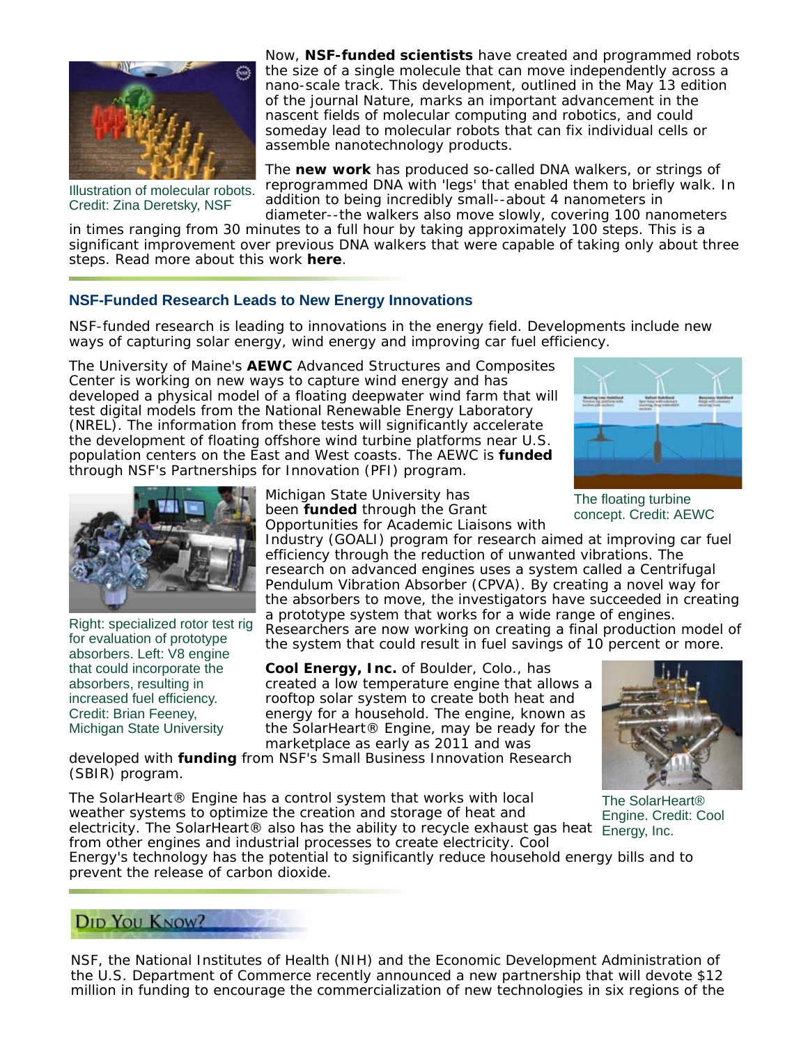Now, **NSF-funded scientists** have created and programmed robots the size of a single molecule that can move independently across a nano-scale track. This development, outlined in the May 13 edition of the journal Nature, marks an important advancement in the nascent fields of molecular computing and robotics, and could someday lead to molecular robots that can fix individual cells or assemble nanotechnology products.

Illustration of molecular robots. Credit: Zina Deretsky, NSF

The **new work** has produced so-called DNA walkers, or strings of reprogrammed DNA with 'legs' that enabled them to briefly walk. In addition to being incredibly small--about 4 nanometers in diameter--the walkers also move slowly, covering 100 nanometers in times ranging from 30 minutes to a full hour by taking approximately 100 steps. This is a significant improvement over previous DNA walkers that were capable of taking only about three steps. Read more about this work **here**.

## NSF-Funded Research Leads to New Energy Innovations

NSF-funded research is leading to innovations in the energy field. Developments include new ways of capturing solar energy, wind energy and improving car fuel efficiency.

The University of Maine's **AEWC** Advanced Structures and Composites Center is working on new ways to capture wind energy and has developed a physical model of a floating deepwater wind farm that will test digital models from the National Renewable Energy Laboratory (NREL). The information from these tests will significantly accelerate the development of floating offshore wind turbine platforms near U.S. population centers on the East and West coasts. The AEWC is **funded** through NSF's Partnerships for Innovation (PFI) program.

The floating turbine concept. Credit: AEWC

Michigan State University has been **funded** through the Grant Opportunities for Academic Liaisons with Industry (GOALI) program for research aimed at improving car fuel efficiency through the reduction of unwanted vibrations. The research on advanced engines uses a system called a Centrifugal Pendulum Vibration Absorber (CPVA). By creating a novel way for the absorbers to move, the investigators have succeeded in creating a prototype system that works for a wide range of engines. Researchers are now working on creating a final production model of the system that could result in fuel savings of 10 percent or more.

Right: specialized rotor test rig for evaluation of prototype absorbers. Left: V8 engine that could incorporate the absorbers, resulting in increased fuel efficiency. Credit: Brian Feeney, Michigan State University

**Cool Energy, Inc.** of Boulder, Colo., has created a low temperature engine that allows a rooftop solar system to create both heat and energy for a household. The engine, known as the SolarHeart® Engine, may be ready for the marketplace as early as 2011 and was developed with **funding** from NSF's Small Business Innovation Research (SBIR) program.

The SolarHeart® Engine has a control system that works with local weather systems to optimize the creation and storage of heat and electricity. The SolarHeart® also has the ability to recycle exhaust gas heat from other engines and industrial processes to create electricity. Cool Energy's technology has the potential to significantly reduce household energy bills and to prevent the release of carbon dioxide.

The SolarHeart® Engine. Credit: Cool Energy, Inc.

## Did You Know?

NSF, the National Institutes of Health (NIH) and the Economic Development Administration of the U.S. Department of Commerce recently announced a new partnership that will devote $12 million in funding to encourage the commercialization of new technologies in six regions of the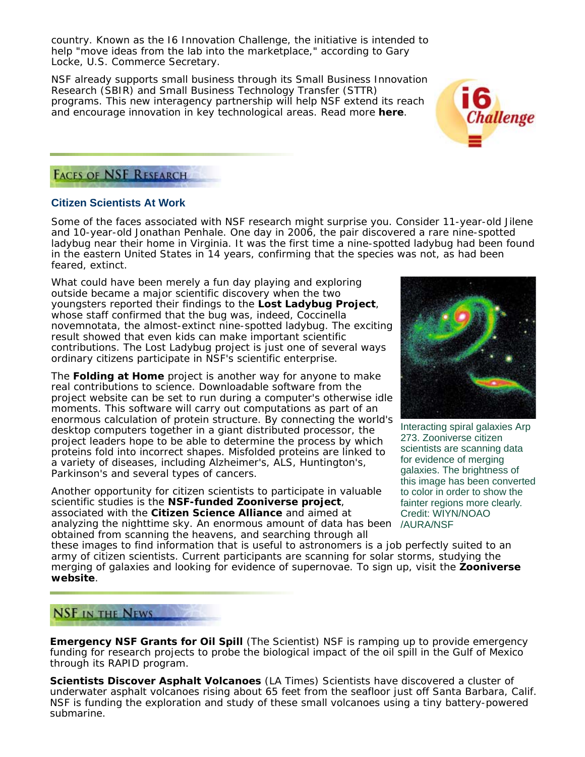country. Known as the I6 Innovation Challenge, the initiative is intended to help "move ideas from the lab into the marketplace," according to Gary Locke, U.S. Commerce Secretary.

NSF already supports small business through its Small Business Innovation Research (SBIR) and Small Business Technology Transfer (STTR) programs. This new interagency partnership will help NSF extend its reach and encourage innovation in key technological areas. Read more **here**.

## Faces of NSF Research

### Citizen Scientists At Work

Some of the faces associated with NSF research might surprise you. Consider 11-year-old Jilene and 10-year-old Jonathan Penhale. One day in 2006, the pair discovered a rare nine-spotted ladybug near their home in Virginia. It was the first time a nine-spotted ladybug had been found in the eastern United States in 14 years, confirming that the species was not, as had been feared, extinct.

What could have been merely a fun day playing and exploring outside became a major scientific discovery when the two youngsters reported their findings to the **Lost Ladybug Project**, whose staff confirmed that the bug was, indeed, Coccinella novemnotata, the almost-extinct nine-spotted ladybug. The exciting result showed that even kids can make important scientific contributions. The Lost Ladybug project is just one of several ways ordinary citizens participate in NSF's scientific enterprise.

The **Folding at Home** project is another way for anyone to make real contributions to science. Downloadable software from the project website can be set to run during a computer's otherwise idle moments. This software will carry out computations as part of an enormous calculation of protein structure. By connecting the world's desktop computers together in a giant distributed processor, the project leaders hope to be able to determine the process by which proteins fold into incorrect shapes. Misfolded proteins are linked to a variety of diseases, including Alzheimer's, ALS, Huntington's, Parkinson's and several types of cancers.

Interacting spiral galaxies Arp 273. Zooniverse citizen scientists are scanning data for evidence of merging galaxies. The brightness of this image has been converted to color in order to show the fainter regions more clearly. Credit: WIYN/NOAO /AURA/NSF

Another opportunity for citizen scientists to participate in valuable scientific studies is the **NSF-funded Zooniverse project**, associated with the **Citizen Science Alliance** and aimed at analyzing the nighttime sky. An enormous amount of data has been obtained from scanning the heavens, and searching through all these images to find information that is useful to astronomers is a job perfectly suited to an army of citizen scientists. Current participants are scanning for solar storms, studying the merging of galaxies and looking for evidence of supernovae. To sign up, visit the **Zooniverse website**.

## NSF in the News

**Emergency NSF Grants for Oil Spill** (The Scientist) NSF is ramping up to provide emergency funding for research projects to probe the biological impact of the oil spill in the Gulf of Mexico through its RAPID program.

**Scientists Discover Asphalt Volcanoes** (LA Times) Scientists have discovered a cluster of underwater asphalt volcanoes rising about 65 feet from the seafloor just off Santa Barbara, Calif. NSF is funding the exploration and study of these small volcanoes using a tiny battery-powered submarine.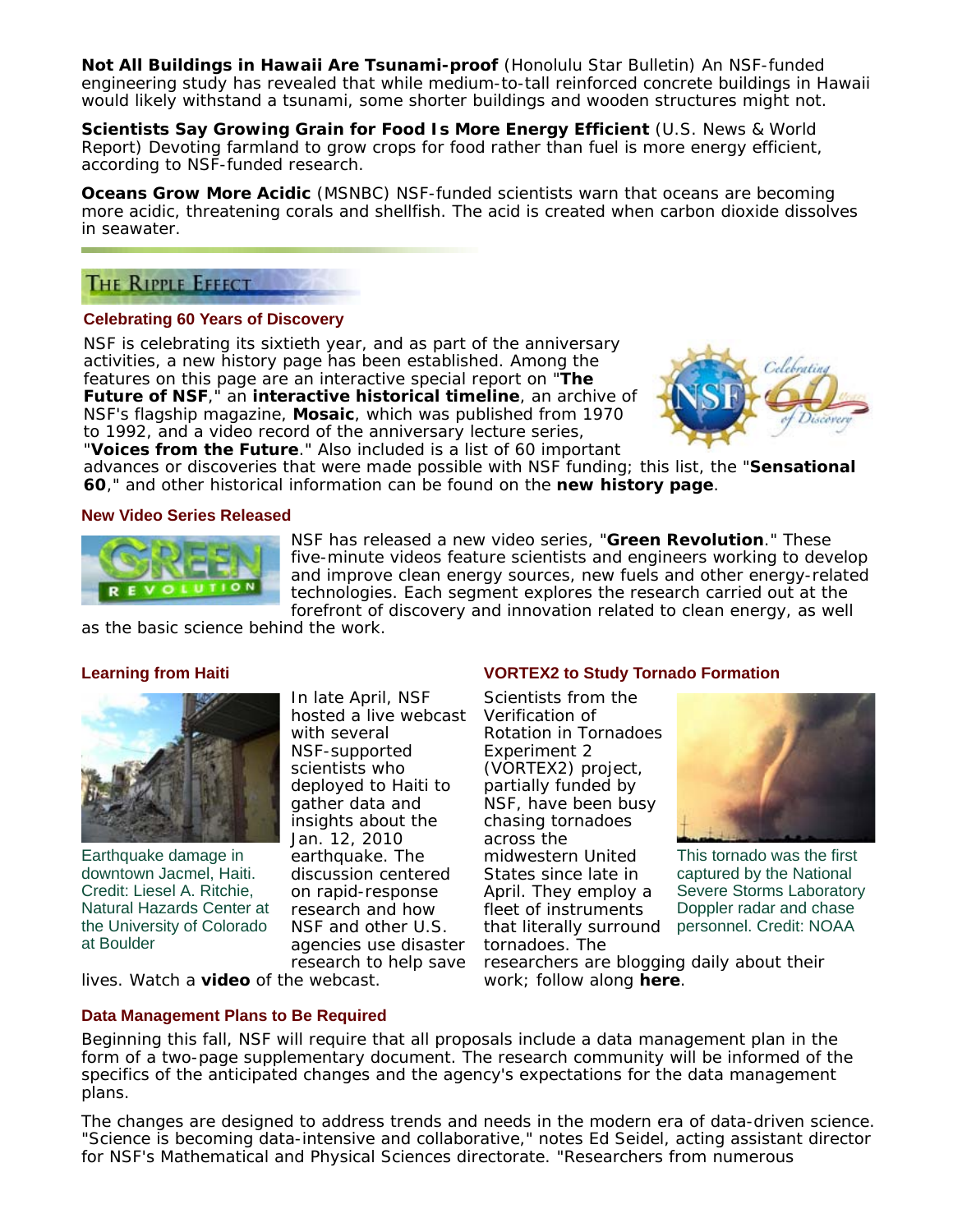**Not All Buildings in Hawaii Are Tsunami-proof** (Honolulu Star Bulletin) An NSF-funded engineering study has revealed that while medium-to-tall reinforced concrete buildings in Hawaii would likely withstand a tsunami, some shorter buildings and wooden structures might not.

**Scientists Say Growing Grain for Food Is More Energy Efficient** (U.S. News & World Report) Devoting farmland to grow crops for food rather than fuel is more energy efficient, according to NSF-funded research.

**Oceans Grow More Acidic** (MSNBC) NSF-funded scientists warn that oceans are becoming more acidic, threatening corals and shellfish. The acid is created when carbon dioxide dissolves in seawater.

## The Ripple Effect

### Celebrating 60 Years of Discovery

NSF is celebrating its sixtieth year, and as part of the anniversary activities, a new history page has been established. Among the features on this page are an interactive special report on "**The Future of NSF**," an **interactive historical timeline**, an archive of NSF's flagship magazine, **Mosaic**, which was published from 1970 to 1992, and a video record of the anniversary lecture series, "**Voices from the Future**." Also included is a list of 60 important advances or discoveries that were made possible with NSF funding; this list, the "**Sensational 60**," and other historical information can be found on the **new history page**.

### New Video Series Released

NSF has released a new video series, "**Green Revolution**." These five-minute videos feature scientists and engineers working to develop and improve clean energy sources, new fuels and other energy-related technologies. Each segment explores the research carried out at the forefront of discovery and innovation related to clean energy, as well as the basic science behind the work.

### Learning from Haiti

Earthquake damage in downtown Jacmel, Haiti. Credit: Liesel A. Ritchie, Natural Hazards Center at the University of Colorado at Boulder

In late April, NSF hosted a live webcast with several NSF-supported scientists who deployed to Haiti to gather data and insights about the Jan. 12, 2010 earthquake. The discussion centered on rapid-response research and how NSF and other U.S. agencies use disaster research to help save lives. Watch a **video** of the webcast.

### VORTEX2 to Study Tornado Formation

Scientists from the Verification of Rotation in Tornadoes Experiment 2 (VORTEX2) project, partially funded by NSF, have been busy chasing tornadoes across the midwestern United States since late in April. They employ a fleet of instruments that literally surround tornadoes. The researchers are blogging daily about their work; follow along **here**.

This tornado was the first captured by the National Severe Storms Laboratory Doppler radar and chase personnel. Credit: NOAA

### Data Management Plans to Be Required

Beginning this fall, NSF will require that all proposals include a data management plan in the form of a two-page supplementary document. The research community will be informed of the specifics of the anticipated changes and the agency's expectations for the data management plans.

The changes are designed to address trends and needs in the modern era of data-driven science. "Science is becoming data-intensive and collaborative," notes Ed Seidel, acting assistant director for NSF's Mathematical and Physical Sciences directorate. "Researchers from numerous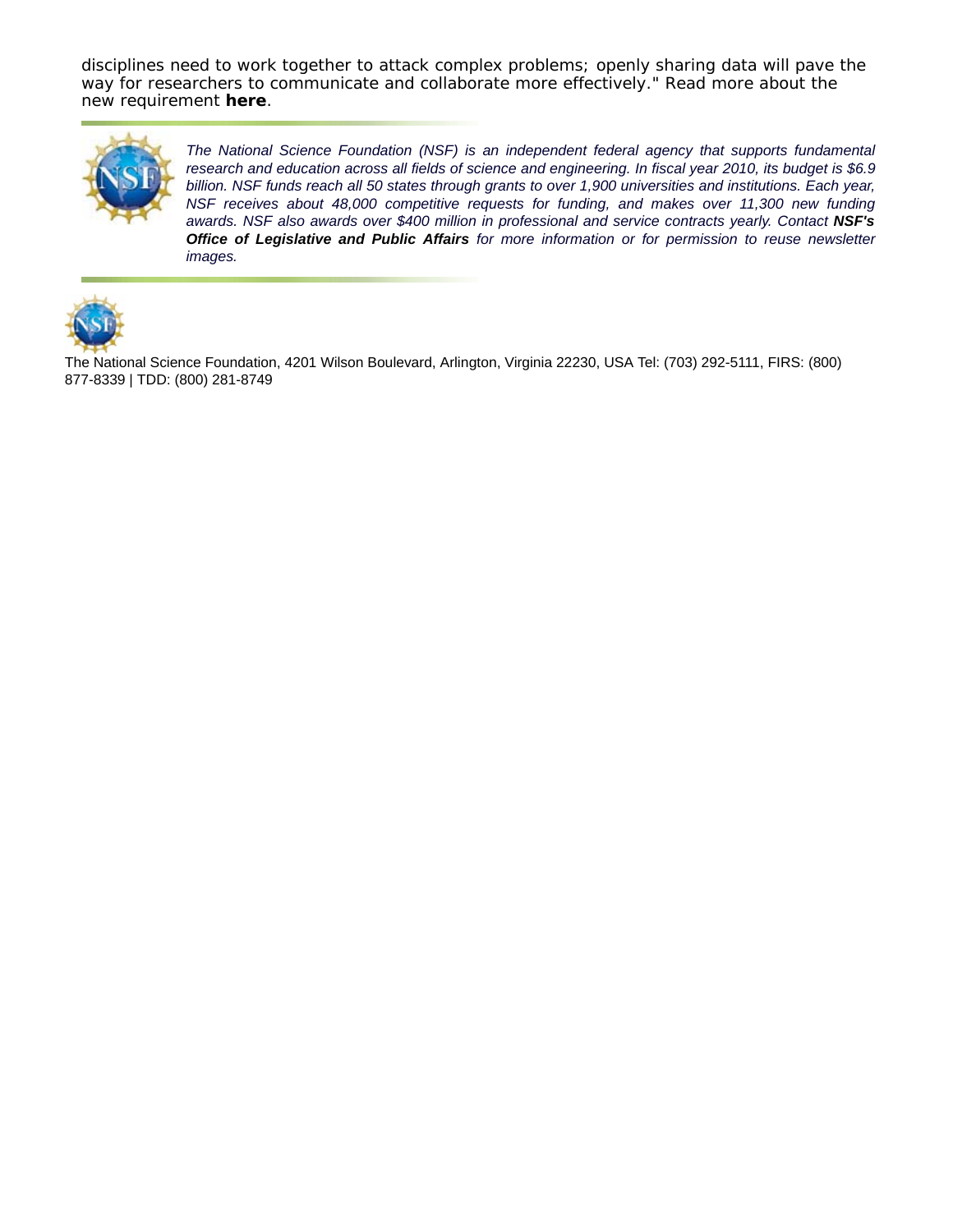disciplines need to work together to attack complex problems; openly sharing data will pave the way for researchers to communicate and collaborate more effectively." Read more about the new requirement **here**.

---

*The National Science Foundation (NSF) is an independent federal agency that supports fundamental research and education across all fields of science and engineering. In fiscal year 2010, its budget is $6.9 billion. NSF funds reach all 50 states through grants to over 1,900 universities and institutions. Each year, NSF receives about 48,000 competitive requests for funding, and makes over 11,300 new funding awards. NSF also awards over $400 million in professional and service contracts yearly. Contact* ***NSF's Office of Legislative and Public Affairs*** *for more information or for permission to reuse newsletter images.*

---

The National Science Foundation, 4201 Wilson Boulevard, Arlington, Virginia 22230, USA Tel: (703) 292-5111, FIRS: (800) 877-8339 | TDD: (800) 281-8749